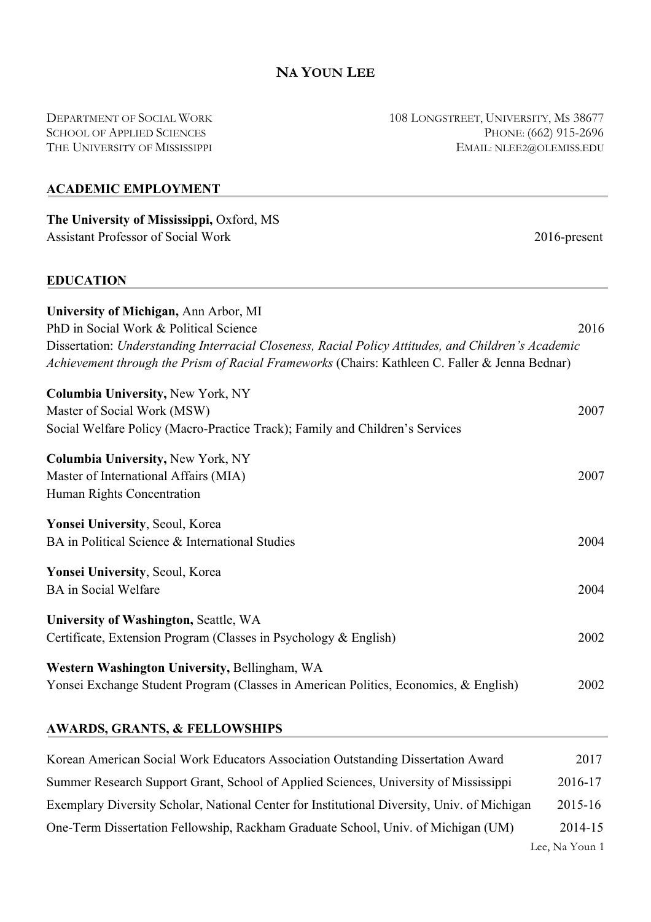# Na Youn Lee

Department of Social Work
School of Applied Sciences
The University of Mississippi

108 Longstreet, University, Ms 38677
Phone: (662) 915-2696
Email: nlee2@olemiss.edu

## ACADEMIC EMPLOYMENT

**The University of Mississippi,** Oxford, MS
Assistant Professor of Social Work — 2016-present

## EDUCATION

**University of Michigan,** Ann Arbor, MI
PhD in Social Work & Political Science — 2016
Dissertation: *Understanding Interracial Closeness, Racial Policy Attitudes, and Children's Academic Achievement through the Prism of Racial Frameworks* (Chairs: Kathleen C. Faller & Jenna Bednar)

**Columbia University,** New York, NY
Master of Social Work (MSW) — 2007
Social Welfare Policy (Macro-Practice Track); Family and Children's Services

**Columbia University,** New York, NY
Master of International Affairs (MIA) — 2007
Human Rights Concentration

**Yonsei University**, Seoul, Korea
BA in Political Science & International Studies — 2004

**Yonsei University**, Seoul, Korea
BA in Social Welfare — 2004

**University of Washington,** Seattle, WA
Certificate, Extension Program (Classes in Psychology & English) — 2002

**Western Washington University,** Bellingham, WA
Yonsei Exchange Student Program (Classes in American Politics, Economics, & English) — 2002

## AWARDS, GRANTS, & FELLOWSHIPS

| | |
|---|---|
| Korean American Social Work Educators Association Outstanding Dissertation Award | 2017 |
| Summer Research Support Grant, School of Applied Sciences, University of Mississippi | 2016-17 |
| Exemplary Diversity Scholar, National Center for Institutional Diversity, Univ. of Michigan | 2015-16 |
| One-Term Dissertation Fellowship, Rackham Graduate School, Univ. of Michigan (UM) | 2014-15 |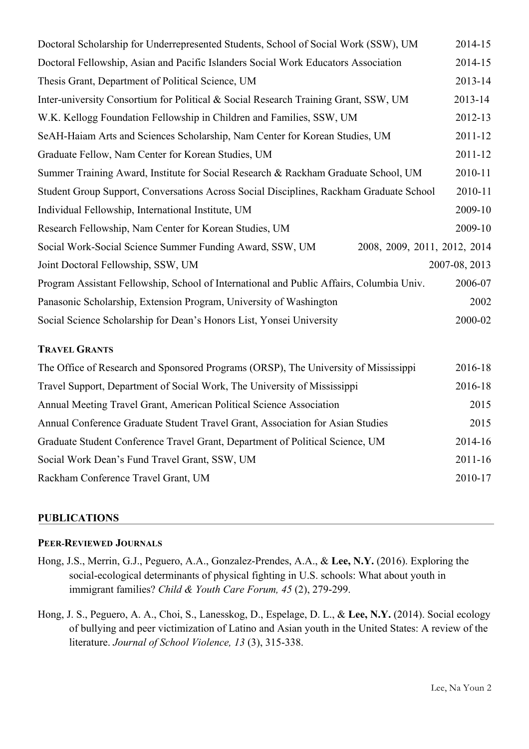Doctoral Scholarship for Underrepresented Students, School of Social Work (SSW), UM 2014-15

Doctoral Fellowship, Asian and Pacific Islanders Social Work Educators Association 2014-15

Thesis Grant, Department of Political Science, UM 2013-14

Inter-university Consortium for Political & Social Research Training Grant, SSW, UM 2013-14

W.K. Kellogg Foundation Fellowship in Children and Families, SSW, UM 2012-13

SeAH-Haiam Arts and Sciences Scholarship, Nam Center for Korean Studies, UM 2011-12

Graduate Fellow, Nam Center for Korean Studies, UM 2011-12

Summer Training Award, Institute for Social Research & Rackham Graduate School, UM 2010-11

Student Group Support, Conversations Across Social Disciplines, Rackham Graduate School 2010-11

Individual Fellowship, International Institute, UM 2009-10

Research Fellowship, Nam Center for Korean Studies, UM 2009-10

Social Work-Social Science Summer Funding Award, SSW, UM 2008, 2009, 2011, 2012, 2014

Joint Doctoral Fellowship, SSW, UM 2007-08, 2013

Program Assistant Fellowship, School of International and Public Affairs, Columbia Univ. 2006-07

Panasonic Scholarship, Extension Program, University of Washington 2002

Social Science Scholarship for Dean's Honors List, Yonsei University 2000-02

### TRAVEL GRANTS

The Office of Research and Sponsored Programs (ORSP), The University of Mississippi 2016-18

Travel Support, Department of Social Work, The University of Mississippi 2016-18

Annual Meeting Travel Grant, American Political Science Association 2015

Annual Conference Graduate Student Travel Grant, Association for Asian Studies 2015

Graduate Student Conference Travel Grant, Department of Political Science, UM 2014-16

Social Work Dean's Fund Travel Grant, SSW, UM 2011-16

Rackham Conference Travel Grant, UM 2010-17

## PUBLICATIONS

### PEER-REVIEWED JOURNALS

Hong, J.S., Merrin, G.J., Peguero, A.A., Gonzalez-Prendes, A.A., & **Lee, N.Y.** (2016). Exploring the social-ecological determinants of physical fighting in U.S. schools: What about youth in immigrant families? *Child & Youth Care Forum, 45* (2), 279-299.

Hong, J. S., Peguero, A. A., Choi, S., Lanesskog, D., Espelage, D. L., & **Lee, N.Y.** (2014). Social ecology of bullying and peer victimization of Latino and Asian youth in the United States: A review of the literature. *Journal of School Violence, 13* (3), 315-338.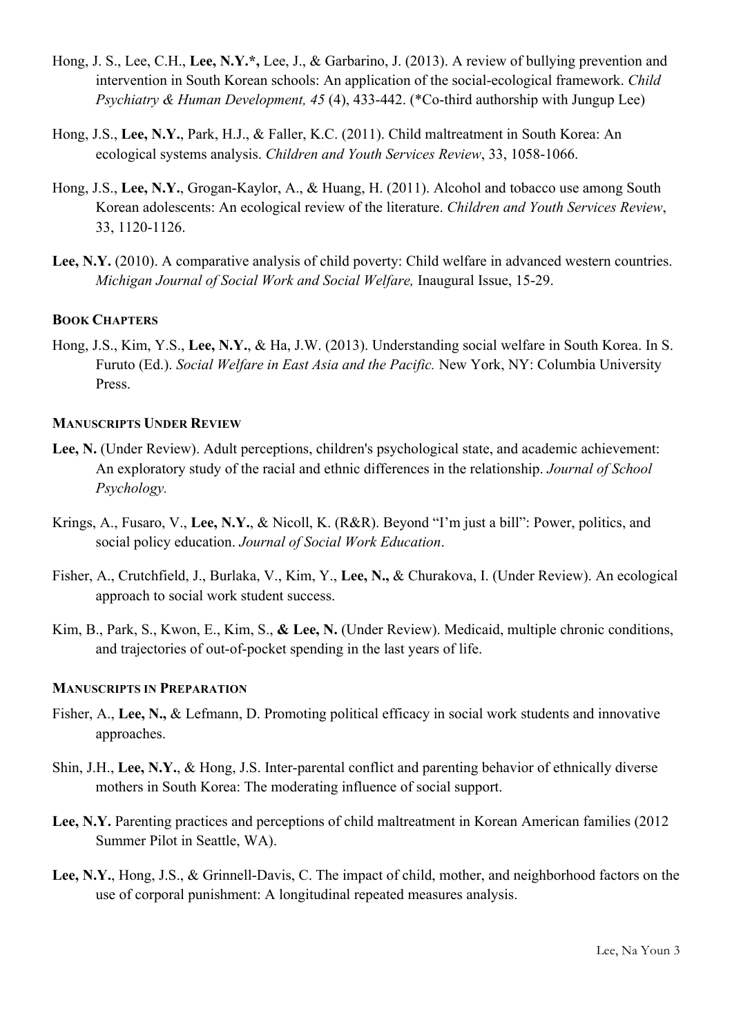Hong, J. S., Lee, C.H., **Lee, N.Y.*,** Lee, J., & Garbarino, J. (2013). A review of bullying prevention and intervention in South Korean schools: An application of the social-ecological framework. *Child Psychiatry & Human Development, 45* (4), 433-442. (*Co-third authorship with Jungup Lee)

Hong, J.S., **Lee, N.Y.**, Park, H.J., & Faller, K.C. (2011). Child maltreatment in South Korea: An ecological systems analysis. *Children and Youth Services Review*, 33, 1058-1066.

Hong, J.S., **Lee, N.Y.**, Grogan-Kaylor, A., & Huang, H. (2011). Alcohol and tobacco use among South Korean adolescents: An ecological review of the literature. *Children and Youth Services Review*, 33, 1120-1126.

**Lee, N.Y.** (2010). A comparative analysis of child poverty: Child welfare in advanced western countries. *Michigan Journal of Social Work and Social Welfare,* Inaugural Issue, 15-29.

### Book Chapters

Hong, J.S., Kim, Y.S., **Lee, N.Y.**, & Ha, J.W. (2013). Understanding social welfare in South Korea. In S. Furuto (Ed.). *Social Welfare in East Asia and the Pacific.* New York, NY: Columbia University Press.

### Manuscripts Under Review

**Lee, N.** (Under Review). Adult perceptions, children's psychological state, and academic achievement: An exploratory study of the racial and ethnic differences in the relationship. *Journal of School Psychology.*

Krings, A., Fusaro, V., **Lee, N.Y.**, & Nicoll, K. (R&R). Beyond "I'm just a bill": Power, politics, and social policy education. *Journal of Social Work Education*.

Fisher, A., Crutchfield, J., Burlaka, V., Kim, Y., **Lee, N.,** & Churakova, I. (Under Review). An ecological approach to social work student success.

Kim, B., Park, S., Kwon, E., Kim, S., **& Lee, N.** (Under Review). Medicaid, multiple chronic conditions, and trajectories of out-of-pocket spending in the last years of life.

### Manuscripts in Preparation

Fisher, A., **Lee, N.,** & Lefmann, D. Promoting political efficacy in social work students and innovative approaches.

Shin, J.H., **Lee, N.Y.**, & Hong, J.S. Inter-parental conflict and parenting behavior of ethnically diverse mothers in South Korea: The moderating influence of social support.

**Lee, N.Y.** Parenting practices and perceptions of child maltreatment in Korean American families (2012 Summer Pilot in Seattle, WA).

**Lee, N.Y.**, Hong, J.S., & Grinnell-Davis, C. The impact of child, mother, and neighborhood factors on the use of corporal punishment: A longitudinal repeated measures analysis.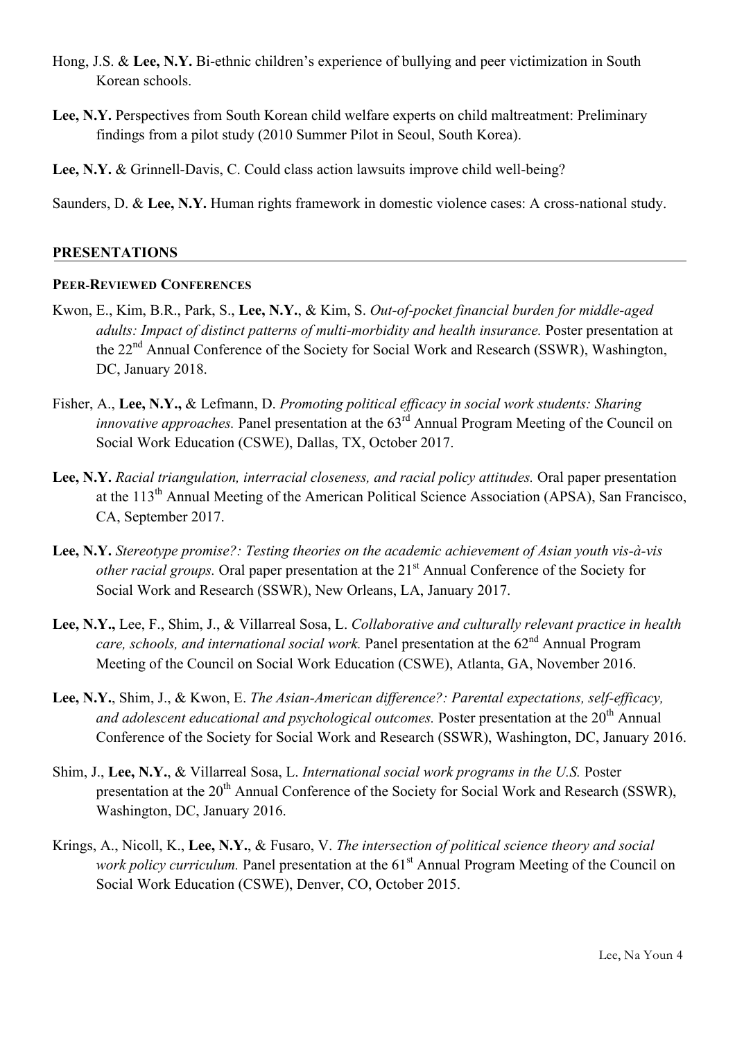Hong, J.S. & **Lee, N.Y.** Bi-ethnic children's experience of bullying and peer victimization in South Korean schools.

**Lee, N.Y.** Perspectives from South Korean child welfare experts on child maltreatment: Preliminary findings from a pilot study (2010 Summer Pilot in Seoul, South Korea).

**Lee, N.Y.** & Grinnell-Davis, C. Could class action lawsuits improve child well-being?

Saunders, D. & **Lee, N.Y.** Human rights framework in domestic violence cases: A cross-national study.

## PRESENTATIONS

### PEER-REVIEWED CONFERENCES

Kwon, E., Kim, B.R., Park, S., **Lee, N.Y.**, & Kim, S. *Out-of-pocket financial burden for middle-aged adults: Impact of distinct patterns of multi-morbidity and health insurance.* Poster presentation at the 22nd Annual Conference of the Society for Social Work and Research (SSWR), Washington, DC, January 2018.

Fisher, A., **Lee, N.Y.,** & Lefmann, D. *Promoting political efficacy in social work students: Sharing innovative approaches.* Panel presentation at the 63rd Annual Program Meeting of the Council on Social Work Education (CSWE), Dallas, TX, October 2017.

**Lee, N.Y.** *Racial triangulation, interracial closeness, and racial policy attitudes.* Oral paper presentation at the 113th Annual Meeting of the American Political Science Association (APSA), San Francisco, CA, September 2017.

**Lee, N.Y.** *Stereotype promise?: Testing theories on the academic achievement of Asian youth vis-à-vis other racial groups.* Oral paper presentation at the 21st Annual Conference of the Society for Social Work and Research (SSWR), New Orleans, LA, January 2017.

**Lee, N.Y.,** Lee, F., Shim, J., & Villarreal Sosa, L. *Collaborative and culturally relevant practice in health care, schools, and international social work.* Panel presentation at the 62nd Annual Program Meeting of the Council on Social Work Education (CSWE), Atlanta, GA, November 2016.

**Lee, N.Y.**, Shim, J., & Kwon, E. *The Asian-American difference?: Parental expectations, self-efficacy, and adolescent educational and psychological outcomes.* Poster presentation at the 20th Annual Conference of the Society for Social Work and Research (SSWR), Washington, DC, January 2016.

Shim, J., **Lee, N.Y.**, & Villarreal Sosa, L. *International social work programs in the U.S.* Poster presentation at the 20th Annual Conference of the Society for Social Work and Research (SSWR), Washington, DC, January 2016.

Krings, A., Nicoll, K., **Lee, N.Y.**, & Fusaro, V. *The intersection of political science theory and social work policy curriculum.* Panel presentation at the 61st Annual Program Meeting of the Council on Social Work Education (CSWE), Denver, CO, October 2015.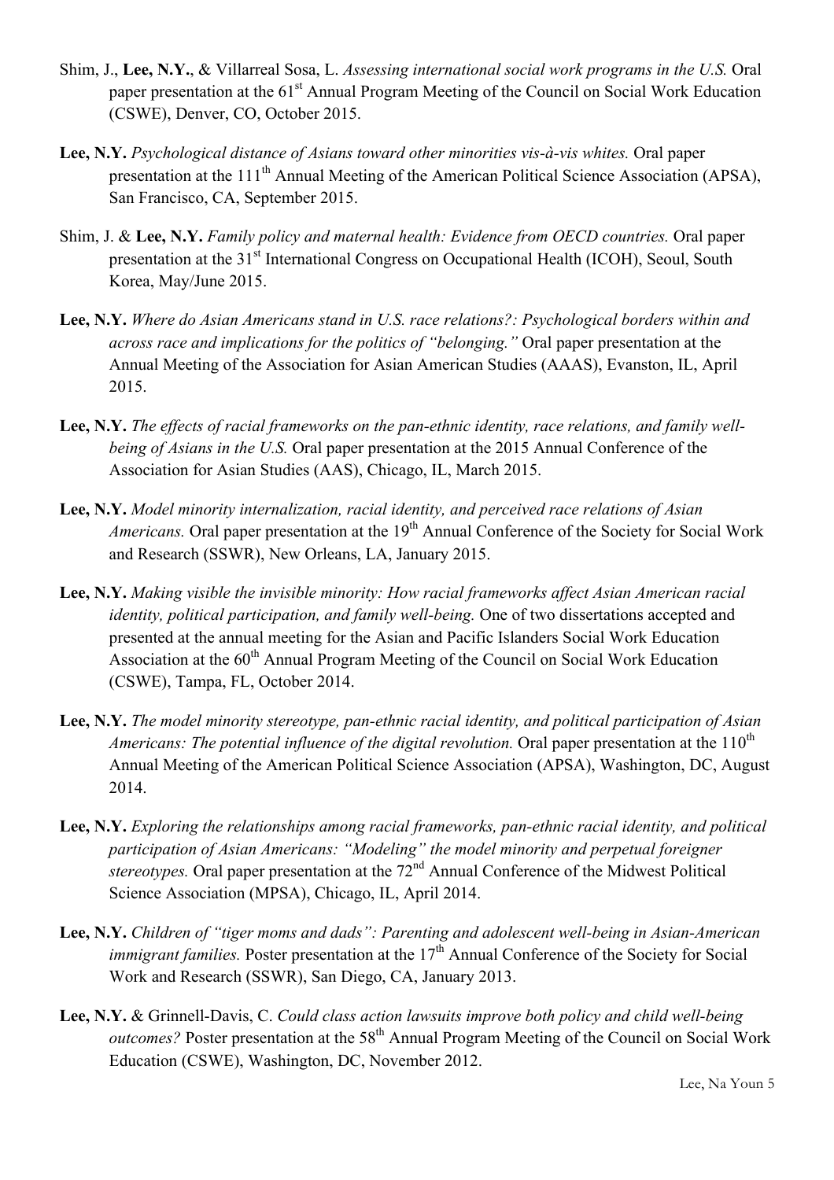Shim, J., **Lee, N.Y.**, & Villarreal Sosa, L. *Assessing international social work programs in the U.S.* Oral paper presentation at the 61st Annual Program Meeting of the Council on Social Work Education (CSWE), Denver, CO, October 2015.

**Lee, N.Y.** *Psychological distance of Asians toward other minorities vis-à-vis whites.* Oral paper presentation at the 111th Annual Meeting of the American Political Science Association (APSA), San Francisco, CA, September 2015.

Shim, J. & **Lee, N.Y.** *Family policy and maternal health: Evidence from OECD countries.* Oral paper presentation at the 31st International Congress on Occupational Health (ICOH), Seoul, South Korea, May/June 2015.

**Lee, N.Y.** *Where do Asian Americans stand in U.S. race relations?: Psychological borders within and across race and implications for the politics of "belonging."* Oral paper presentation at the Annual Meeting of the Association for Asian American Studies (AAAS), Evanston, IL, April 2015.

**Lee, N.Y.** *The effects of racial frameworks on the pan-ethnic identity, race relations, and family well-being of Asians in the U.S.* Oral paper presentation at the 2015 Annual Conference of the Association for Asian Studies (AAS), Chicago, IL, March 2015.

**Lee, N.Y.** *Model minority internalization, racial identity, and perceived race relations of Asian Americans.* Oral paper presentation at the 19th Annual Conference of the Society for Social Work and Research (SSWR), New Orleans, LA, January 2015.

**Lee, N.Y.** *Making visible the invisible minority: How racial frameworks affect Asian American racial identity, political participation, and family well-being.* One of two dissertations accepted and presented at the annual meeting for the Asian and Pacific Islanders Social Work Education Association at the 60th Annual Program Meeting of the Council on Social Work Education (CSWE), Tampa, FL, October 2014.

**Lee, N.Y.** *The model minority stereotype, pan-ethnic racial identity, and political participation of Asian Americans: The potential influence of the digital revolution.* Oral paper presentation at the 110th Annual Meeting of the American Political Science Association (APSA), Washington, DC, August 2014.

**Lee, N.Y.** *Exploring the relationships among racial frameworks, pan-ethnic racial identity, and political participation of Asian Americans: "Modeling" the model minority and perpetual foreigner stereotypes.* Oral paper presentation at the 72nd Annual Conference of the Midwest Political Science Association (MPSA), Chicago, IL, April 2014.

**Lee, N.Y.** *Children of "tiger moms and dads": Parenting and adolescent well-being in Asian-American immigrant families.* Poster presentation at the 17th Annual Conference of the Society for Social Work and Research (SSWR), San Diego, CA, January 2013.

**Lee, N.Y.** & Grinnell-Davis, C. *Could class action lawsuits improve both policy and child well-being outcomes?* Poster presentation at the 58th Annual Program Meeting of the Council on Social Work Education (CSWE), Washington, DC, November 2012.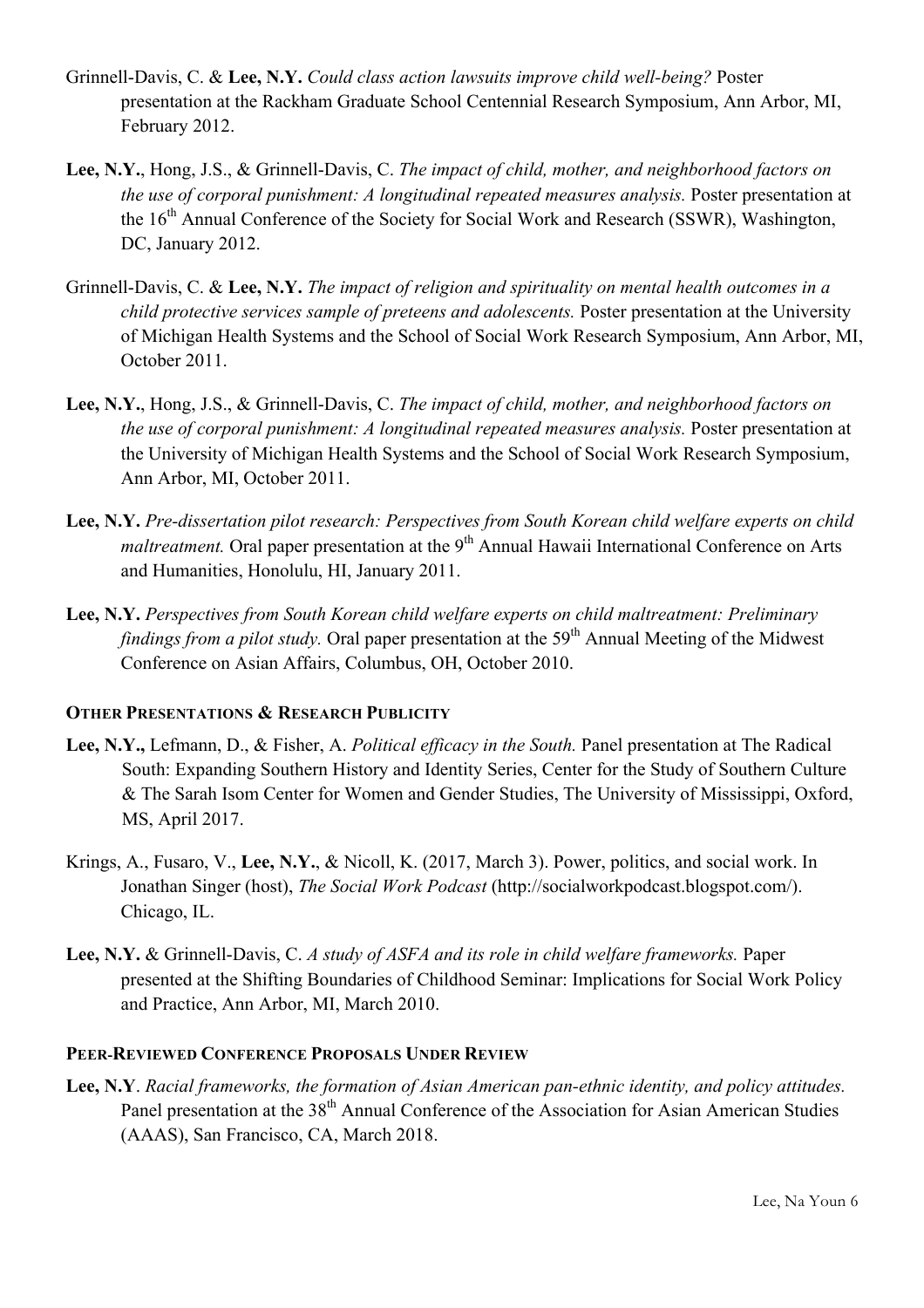Grinnell-Davis, C. & **Lee, N.Y.** *Could class action lawsuits improve child well-being?* Poster presentation at the Rackham Graduate School Centennial Research Symposium, Ann Arbor, MI, February 2012.

**Lee, N.Y.**, Hong, J.S., & Grinnell-Davis, C. *The impact of child, mother, and neighborhood factors on the use of corporal punishment: A longitudinal repeated measures analysis.* Poster presentation at the 16th Annual Conference of the Society for Social Work and Research (SSWR), Washington, DC, January 2012.

Grinnell-Davis, C. & **Lee, N.Y.** *The impact of religion and spirituality on mental health outcomes in a child protective services sample of preteens and adolescents.* Poster presentation at the University of Michigan Health Systems and the School of Social Work Research Symposium, Ann Arbor, MI, October 2011.

**Lee, N.Y.**, Hong, J.S., & Grinnell-Davis, C. *The impact of child, mother, and neighborhood factors on the use of corporal punishment: A longitudinal repeated measures analysis.* Poster presentation at the University of Michigan Health Systems and the School of Social Work Research Symposium, Ann Arbor, MI, October 2011.

**Lee, N.Y.** *Pre-dissertation pilot research: Perspectives from South Korean child welfare experts on child maltreatment.* Oral paper presentation at the 9th Annual Hawaii International Conference on Arts and Humanities, Honolulu, HI, January 2011.

**Lee, N.Y.** *Perspectives from South Korean child welfare experts on child maltreatment: Preliminary findings from a pilot study.* Oral paper presentation at the 59th Annual Meeting of the Midwest Conference on Asian Affairs, Columbus, OH, October 2010.

### Other Presentations & Research Publicity

**Lee, N.Y.,** Lefmann, D., & Fisher, A. *Political efficacy in the South.* Panel presentation at The Radical South: Expanding Southern History and Identity Series, Center for the Study of Southern Culture & The Sarah Isom Center for Women and Gender Studies, The University of Mississippi, Oxford, MS, April 2017.

Krings, A., Fusaro, V., **Lee, N.Y.**, & Nicoll, K. (2017, March 3). Power, politics, and social work. In Jonathan Singer (host), *The Social Work Podcast* (http://socialworkpodcast.blogspot.com/). Chicago, IL.

**Lee, N.Y.** & Grinnell-Davis, C. *A study of ASFA and its role in child welfare frameworks.* Paper presented at the Shifting Boundaries of Childhood Seminar: Implications for Social Work Policy and Practice, Ann Arbor, MI, March 2010.

### Peer-Reviewed Conference Proposals Under Review

**Lee, N.Y**. *Racial frameworks, the formation of Asian American pan-ethnic identity, and policy attitudes.* Panel presentation at the 38th Annual Conference of the Association for Asian American Studies (AAAS), San Francisco, CA, March 2018.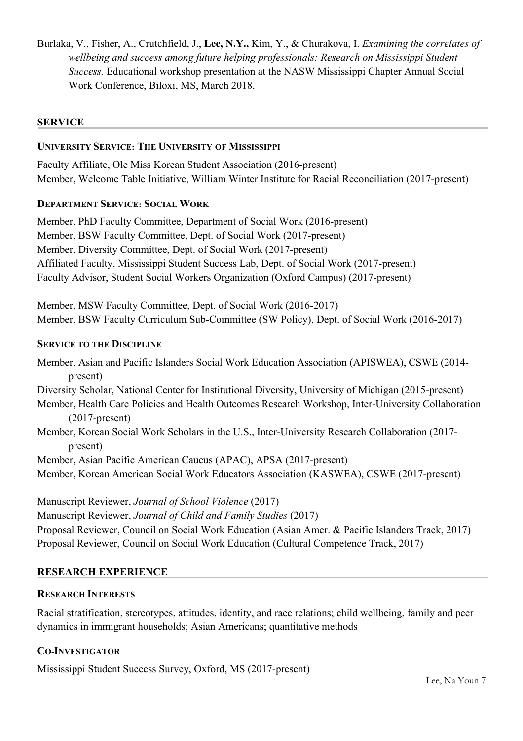Burlaka, V., Fisher, A., Crutchfield, J., **Lee, N.Y.,** Kim, Y., & Churakova, I. *Examining the correlates of wellbeing and success among future helping professionals: Research on Mississippi Student Success.* Educational workshop presentation at the NASW Mississippi Chapter Annual Social Work Conference, Biloxi, MS, March 2018.

## SERVICE

### UNIVERSITY SERVICE: THE UNIVERSITY OF MISSISSIPPI

Faculty Affiliate, Ole Miss Korean Student Association (2016-present)
Member, Welcome Table Initiative, William Winter Institute for Racial Reconciliation (2017-present)

### DEPARTMENT SERVICE: SOCIAL WORK

Member, PhD Faculty Committee, Department of Social Work (2016-present)
Member, BSW Faculty Committee, Dept. of Social Work (2017-present)
Member, Diversity Committee, Dept. of Social Work (2017-present)
Affiliated Faculty, Mississippi Student Success Lab, Dept. of Social Work (2017-present)
Faculty Advisor, Student Social Workers Organization (Oxford Campus) (2017-present)

Member, MSW Faculty Committee, Dept. of Social Work (2016-2017)
Member, BSW Faculty Curriculum Sub-Committee (SW Policy), Dept. of Social Work (2016-2017)

### SERVICE TO THE DISCIPLINE

Member, Asian and Pacific Islanders Social Work Education Association (APISWEA), CSWE (2014-present)
Diversity Scholar, National Center for Institutional Diversity, University of Michigan (2015-present)
Member, Health Care Policies and Health Outcomes Research Workshop, Inter-University Collaboration (2017-present)
Member, Korean Social Work Scholars in the U.S., Inter-University Research Collaboration (2017-present)
Member, Asian Pacific American Caucus (APAC), APSA (2017-present)
Member, Korean American Social Work Educators Association (KASWEA), CSWE (2017-present)

Manuscript Reviewer, *Journal of School Violence* (2017)
Manuscript Reviewer, *Journal of Child and Family Studies* (2017)
Proposal Reviewer, Council on Social Work Education (Asian Amer. & Pacific Islanders Track, 2017)
Proposal Reviewer, Council on Social Work Education (Cultural Competence Track, 2017)

## RESEARCH EXPERIENCE

### RESEARCH INTERESTS

Racial stratification, stereotypes, attitudes, identity, and race relations; child wellbeing, family and peer dynamics in immigrant households; Asian Americans; quantitative methods

### CO-INVESTIGATOR

Mississippi Student Success Survey, Oxford, MS (2017-present)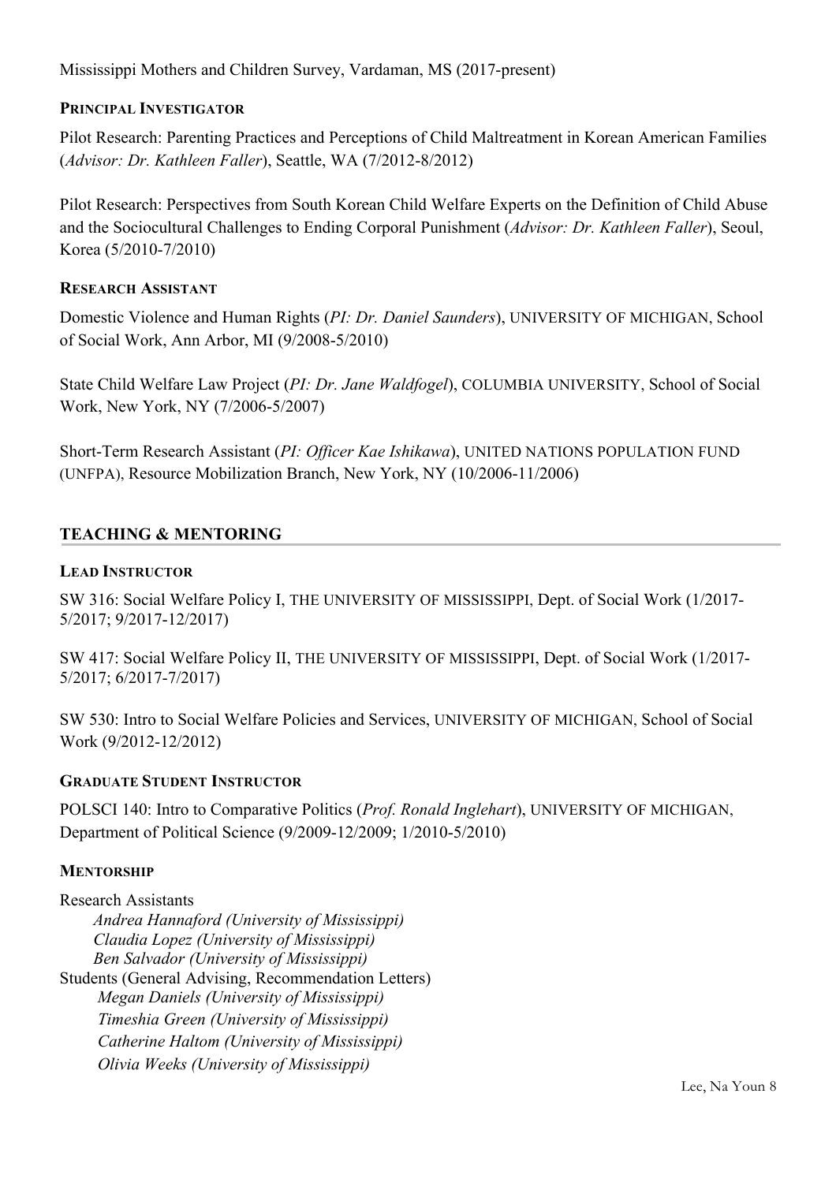Mississippi Mothers and Children Survey, Vardaman, MS (2017-present)

#### PRINCIPAL INVESTIGATOR

Pilot Research: Parenting Practices and Perceptions of Child Maltreatment in Korean American Families (*Advisor: Dr. Kathleen Faller*), Seattle, WA (7/2012-8/2012)

Pilot Research: Perspectives from South Korean Child Welfare Experts on the Definition of Child Abuse and the Sociocultural Challenges to Ending Corporal Punishment (*Advisor: Dr. Kathleen Faller*), Seoul, Korea (5/2010-7/2010)

#### RESEARCH ASSISTANT

Domestic Violence and Human Rights (*PI: Dr. Daniel Saunders*), UNIVERSITY OF MICHIGAN, School of Social Work, Ann Arbor, MI (9/2008-5/2010)

State Child Welfare Law Project (*PI: Dr. Jane Waldfogel*), COLUMBIA UNIVERSITY, School of Social Work, New York, NY (7/2006-5/2007)

Short-Term Research Assistant (*PI: Officer Kae Ishikawa*), UNITED NATIONS POPULATION FUND (UNFPA), Resource Mobilization Branch, New York, NY (10/2006-11/2006)

## TEACHING & MENTORING

#### LEAD INSTRUCTOR

SW 316: Social Welfare Policy I, THE UNIVERSITY OF MISSISSIPPI, Dept. of Social Work (1/2017-5/2017; 9/2017-12/2017)

SW 417: Social Welfare Policy II, THE UNIVERSITY OF MISSISSIPPI, Dept. of Social Work (1/2017-5/2017; 6/2017-7/2017)

SW 530: Intro to Social Welfare Policies and Services, UNIVERSITY OF MICHIGAN, School of Social Work (9/2012-12/2012)

#### GRADUATE STUDENT INSTRUCTOR

POLSCI 140: Intro to Comparative Politics (*Prof. Ronald Inglehart*), UNIVERSITY OF MICHIGAN, Department of Political Science (9/2009-12/2009; 1/2010-5/2010)

#### MENTORSHIP

Research Assistants

- *Andrea Hannaford (University of Mississippi)*
- *Claudia Lopez (University of Mississippi)*
- *Ben Salvador (University of Mississippi)*

Students (General Advising, Recommendation Letters)

- *Megan Daniels (University of Mississippi)*
- *Timeshia Green (University of Mississippi)*
- *Catherine Haltom (University of Mississippi)*
- *Olivia Weeks (University of Mississippi)*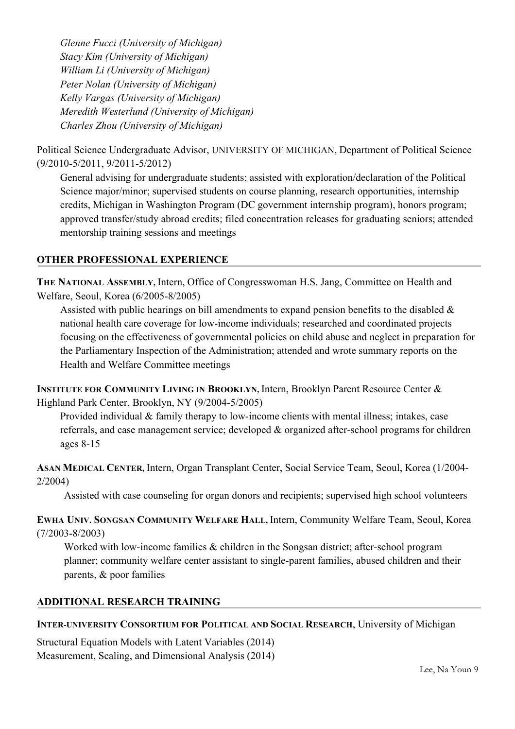*Glenne Fucci (University of Michigan)*
*Stacy Kim (University of Michigan)*
*William Li (University of Michigan)*
*Peter Nolan (University of Michigan)*
*Kelly Vargas (University of Michigan)*
*Meredith Westerlund (University of Michigan)*
*Charles Zhou (University of Michigan)*

Political Science Undergraduate Advisor, UNIVERSITY OF MICHIGAN, Department of Political Science (9/2010-5/2011, 9/2011-5/2012)

General advising for undergraduate students; assisted with exploration/declaration of the Political Science major/minor; supervised students on course planning, research opportunities, internship credits, Michigan in Washington Program (DC government internship program), honors program; approved transfer/study abroad credits; filed concentration releases for graduating seniors; attended mentorship training sessions and meetings

## OTHER PROFESSIONAL EXPERIENCE

**THE NATIONAL ASSEMBLY**, Intern, Office of Congresswoman H.S. Jang, Committee on Health and Welfare, Seoul, Korea (6/2005-8/2005)

Assisted with public hearings on bill amendments to expand pension benefits to the disabled & national health care coverage for low-income individuals; researched and coordinated projects focusing on the effectiveness of governmental policies on child abuse and neglect in preparation for the Parliamentary Inspection of the Administration; attended and wrote summary reports on the Health and Welfare Committee meetings

**INSTITUTE FOR COMMUNITY LIVING IN BROOKLYN**, Intern, Brooklyn Parent Resource Center & Highland Park Center, Brooklyn, NY (9/2004-5/2005)

Provided individual & family therapy to low-income clients with mental illness; intakes, case referrals, and case management service; developed & organized after-school programs for children ages 8-15

**ASAN MEDICAL CENTER**, Intern, Organ Transplant Center, Social Service Team, Seoul, Korea (1/2004-2/2004)

Assisted with case counseling for organ donors and recipients; supervised high school volunteers

**EWHA UNIV. SONGSAN COMMUNITY WELFARE HALL**, Intern, Community Welfare Team, Seoul, Korea (7/2003-8/2003)

Worked with low-income families & children in the Songsan district; after-school program planner; community welfare center assistant to single-parent families, abused children and their parents, & poor families

## ADDITIONAL RESEARCH TRAINING

**INTER-UNIVERSITY CONSORTIUM FOR POLITICAL AND SOCIAL RESEARCH**, University of Michigan

Structural Equation Models with Latent Variables (2014)
Measurement, Scaling, and Dimensional Analysis (2014)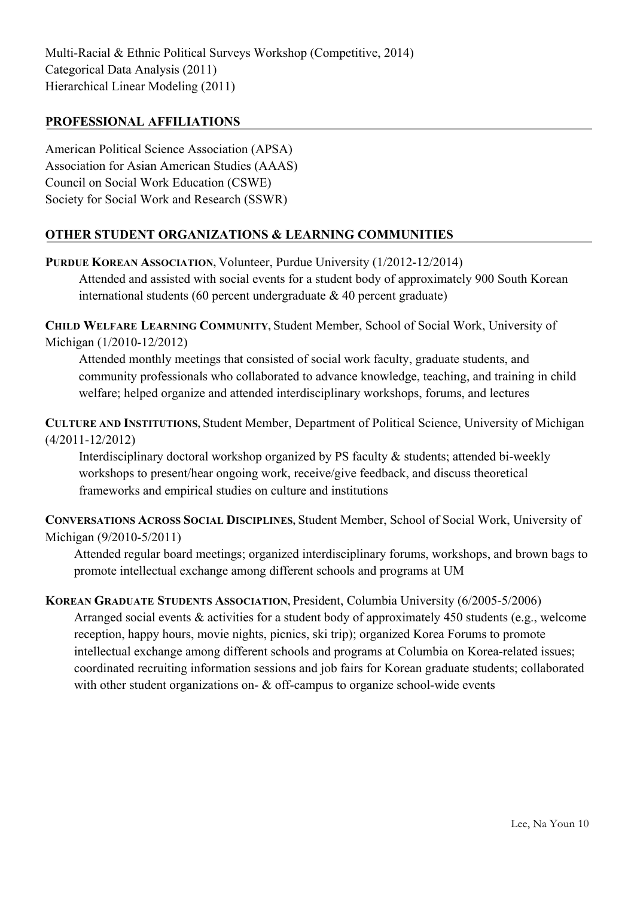Multi-Racial & Ethnic Political Surveys Workshop (Competitive, 2014)
Categorical Data Analysis (2011)
Hierarchical Linear Modeling (2011)

## PROFESSIONAL AFFILIATIONS

American Political Science Association (APSA)
Association for Asian American Studies (AAAS)
Council on Social Work Education (CSWE)
Society for Social Work and Research (SSWR)

## OTHER STUDENT ORGANIZATIONS & LEARNING COMMUNITIES

**PURDUE KOREAN ASSOCIATION**, Volunteer, Purdue University (1/2012-12/2014)
Attended and assisted with social events for a student body of approximately 900 South Korean international students (60 percent undergraduate & 40 percent graduate)

**CHILD WELFARE LEARNING COMMUNITY**, Student Member, School of Social Work, University of Michigan (1/2010-12/2012)
Attended monthly meetings that consisted of social work faculty, graduate students, and community professionals who collaborated to advance knowledge, teaching, and training in child welfare; helped organize and attended interdisciplinary workshops, forums, and lectures

**CULTURE AND INSTITUTIONS**, Student Member, Department of Political Science, University of Michigan (4/2011-12/2012)
Interdisciplinary doctoral workshop organized by PS faculty & students; attended bi-weekly workshops to present/hear ongoing work, receive/give feedback, and discuss theoretical frameworks and empirical studies on culture and institutions

**CONVERSATIONS ACROSS SOCIAL DISCIPLINES**, Student Member, School of Social Work, University of Michigan (9/2010-5/2011)
Attended regular board meetings; organized interdisciplinary forums, workshops, and brown bags to promote intellectual exchange among different schools and programs at UM

**KOREAN GRADUATE STUDENTS ASSOCIATION**, President, Columbia University (6/2005-5/2006)
Arranged social events & activities for a student body of approximately 450 students (e.g., welcome reception, happy hours, movie nights, picnics, ski trip); organized Korea Forums to promote intellectual exchange among different schools and programs at Columbia on Korea-related issues; coordinated recruiting information sessions and job fairs for Korean graduate students; collaborated with other student organizations on- & off-campus to organize school-wide events